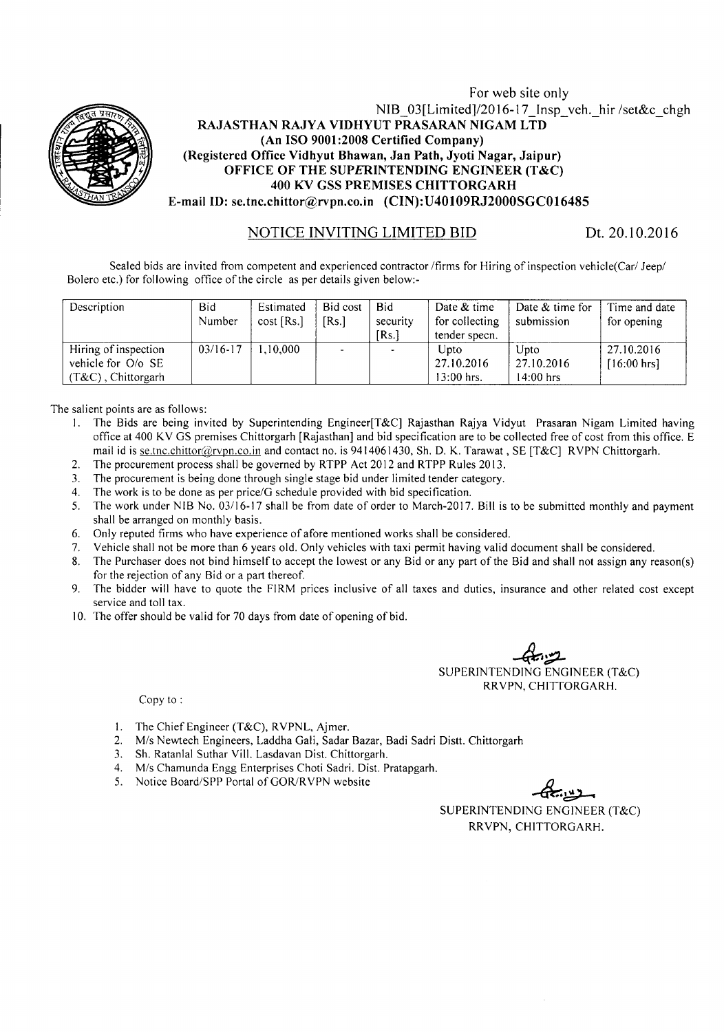For web site only

NIB_03[Limited]/2016-17_Insp_veh._hir /set&c_chgh

**RAJASTHAN RAJYA VIDHYUT PRASARAN NIGAM LTD**
**(An ISO 9001:2008 Certified Company)**
**(Registered Office Vidhyut Bhawan, Jan Path, Jyoti Nagar, Jaipur)**
**OFFICE OF THE SUPERINTENDING ENGINEER (T&C)**
**400 KV GSS PREMISES CHITTORGARH**
**E-mail ID: se.tnc.chittor@rvpn.co.in (CIN):U40109RJ2000SGC016485**

## NOTICE INVITING LIMITED BID

Dt. 20.10.2016

Sealed bids are invited from competent and experienced contractor /firms for Hiring of inspection vehicle(Car/ Jeep/ Bolero etc.) for following office of the circle as per details given below:-

| Description | Bid Number | Estimated cost [Rs.] | Bid cost [Rs.] | Bid security [Rs.] | Date & time for collecting tender specn. | Date & time for submission | Time and date for opening |
|---|---|---|---|---|---|---|---|
| Hiring of inspection vehicle for O/o SE (T&C), Chittorgarh | 03/16-17 | 1,10,000 | - | - | Upto 27.10.2016 13:00 hrs. | Upto 27.10.2016 14:00 hrs | 27.10.2016 [16:00 hrs] |

The salient points are as follows:

1. The Bids are being invited by Superintending Engineer[T&C] Rajasthan Rajya Vidyut Prasaran Nigam Limited having office at 400 KV GS premises Chittorgarh [Rajasthan] and bid specification are to be collected free of cost from this office. E mail id is se.tnc.chittor@rvpn.co.in and contact no. is 9414061430, Sh. D. K. Tarawat , SE [T&C] RVPN Chittorgarh.
2. The procurement process shall be governed by RTPP Act 2012 and RTPP Rules 2013.
3. The procurement is being done through single stage bid under limited tender category.
4. The work is to be done as per price/G schedule provided with bid specification.
5. The work under NIB No. 03/16-17 shall be from date of order to March-2017. Bill is to be submitted monthly and payment shall be arranged on monthly basis.
6. Only reputed firms who have experience of afore mentioned works shall be considered.
7. Vehicle shall not be more than 6 years old. Only vehicles with taxi permit having valid document shall be considered.
8. The Purchaser does not bind himself to accept the lowest or any Bid or any part of the Bid and shall not assign any reason(s) for the rejection of any Bid or a part thereof.
9. The bidder will have to quote the FIRM prices inclusive of all taxes and duties, insurance and other related cost except service and toll tax.
10. The offer should be valid for 70 days from date of opening of bid.

SUPERINTENDING ENGINEER (T&C)
RRVPN, CHITTORGARH.

Copy to :

1. The Chief Engineer (T&C), RVPNL, Ajmer.
2. M/s Newtech Engineers, Laddha Gali, Sadar Bazar, Badi Sadri Distt. Chittorgarh
3. Sh. Ratanlal Suthar Vill. Lasdavan Dist. Chittorgarh.
4. M/s Chamunda Engg Enterprises Choti Sadri. Dist. Pratapgarh.
5. Notice Board/SPP Portal of GOR/RVPN website

SUPERINTENDING ENGINEER (T&C)
RRVPN, CHITTORGARH.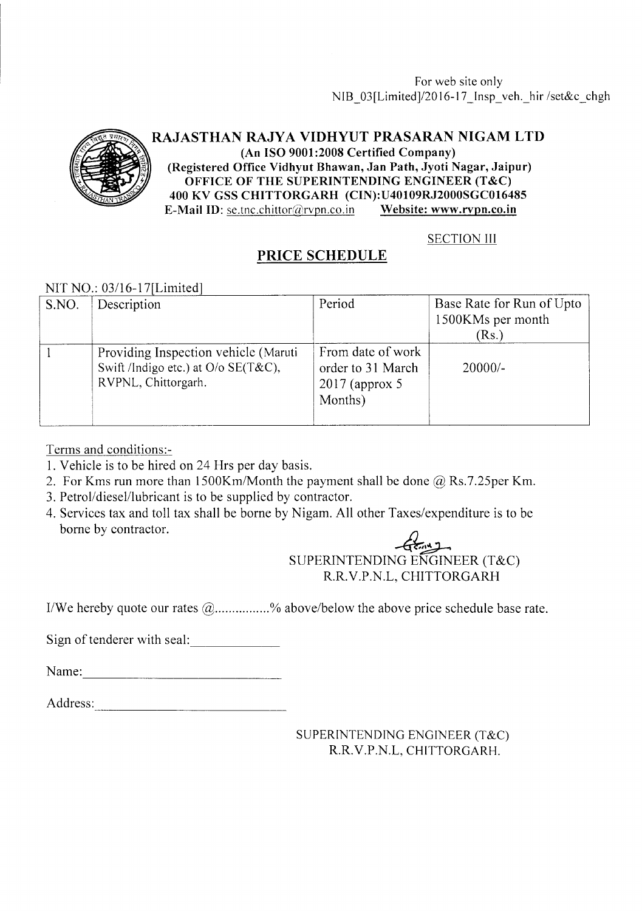For web site only
NIB_03[Limited]/2016-17_Insp_veh._hir /set&c_chgh

# RAJASTHAN RAJYA VIDHYUT PRASARAN NIGAM LTD

**(An ISO 9001:2008 Certified Company)**
**(Registered Office Vidhyut Bhawan, Jan Path, Jyoti Nagar, Jaipur)**
**OFFICE OF THE SUPERINTENDING ENGINEER (T&C)**
**400 KV GSS CHITTORGARH (CIN):U40109RJ2000SGC016485**
**E-Mail ID:** se.tnc.chittor@rvpn.co.in **Website: www.rvpn.co.in**

SECTION III

## PRICE SCHEDULE

NIT NO.: 03/16-17[Limited]

| S.NO. | Description | Period | Base Rate for Run of Upto 1500KMs per month (Rs.) |
|---|---|---|---|
| 1 | Providing Inspection vehicle (Maruti Swift /Indigo etc.) at O/o SE(T&C), RVPNL, Chittorgarh. | From date of work order to 31 March 2017 (approx 5 Months) | 20000/- |

Terms and conditions:-

1. Vehicle is to be hired on 24 Hrs per day basis.
2. For Kms run more than 1500Km/Month the payment shall be done @ Rs.7.25per Km.
3. Petrol/diesel/lubricant is to be supplied by contractor.
4. Services tax and toll tax shall be borne by Nigam. All other Taxes/expenditure is to be borne by contractor.

SUPERINTENDING ENGINEER (T&C)
R.R.V.P.N.L, CHITTORGARH

I/We hereby quote our rates @................% above/below the above price schedule base rate.

Sign of tenderer with seal:_____________

Name:_____________________________

Address:___________________________

SUPERINTENDING ENGINEER (T&C)
R.R.V.P.N.L, CHITTORGARH.